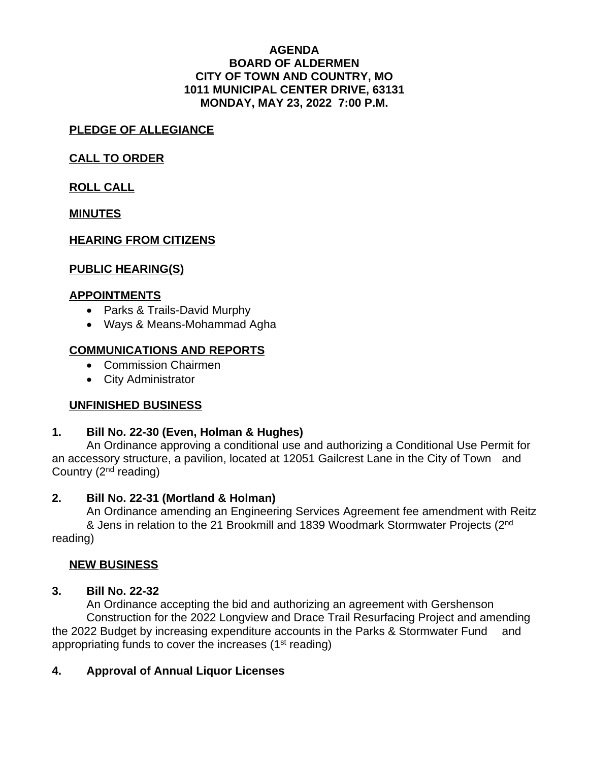# AGENDA
## BOARD OF ALDERMEN
## CITY OF TOWN AND COUNTRY, MO
## 1011 MUNICIPAL CENTER DRIVE, 63131
## MONDAY, MAY 23, 2022 7:00 P.M.

**PLEDGE OF ALLEGIANCE**

**CALL TO ORDER**

**ROLL CALL**

**MINUTES**

**HEARING FROM CITIZENS**

**PUBLIC HEARING(S)**

**APPOINTMENTS**

- Parks & Trails-David Murphy
- Ways & Means-Mohammad Agha

**COMMUNICATIONS AND REPORTS**

- Commission Chairmen
- City Administrator

**UNFINISHED BUSINESS**

**1. Bill No. 22-30 (Even, Holman & Hughes)**

An Ordinance approving a conditional use and authorizing a Conditional Use Permit for an accessory structure, a pavilion, located at 12051 Gailcrest Lane in the City of Town and Country (2nd reading)

**2. Bill No. 22-31 (Mortland & Holman)**

An Ordinance amending an Engineering Services Agreement fee amendment with Reitz & Jens in relation to the 21 Brookmill and 1839 Woodmark Stormwater Projects (2nd reading)

**NEW BUSINESS**

**3. Bill No. 22-32**

An Ordinance accepting the bid and authorizing an agreement with Gershenson Construction for the 2022 Longview and Drace Trail Resurfacing Project and amending the 2022 Budget by increasing expenditure accounts in the Parks & Stormwater Fund and appropriating funds to cover the increases (1st reading)

**4. Approval of Annual Liquor Licenses**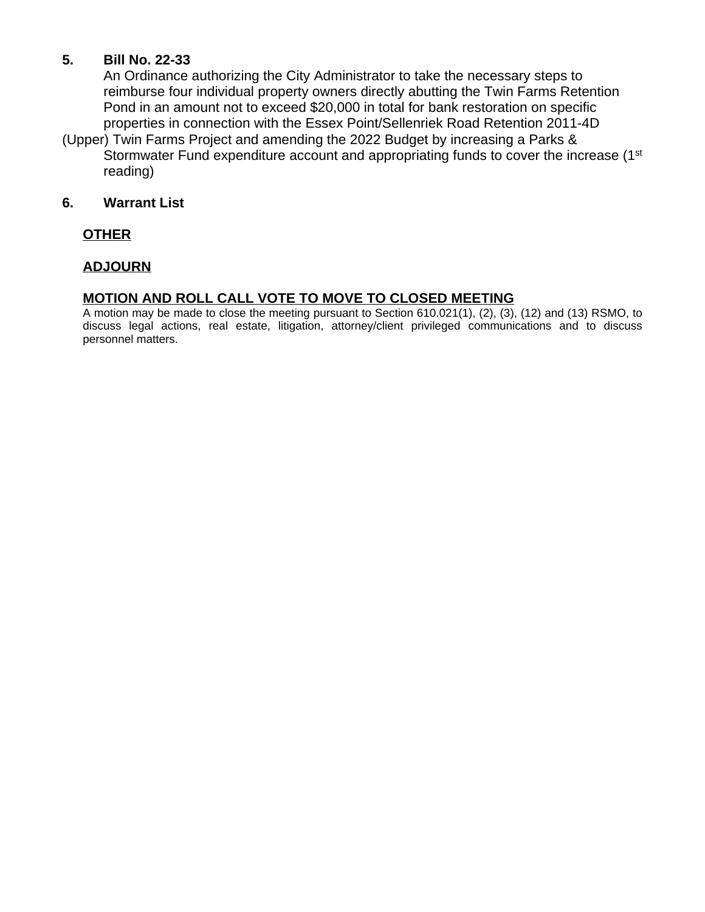**5. Bill No. 22-33**

An Ordinance authorizing the City Administrator to take the necessary steps to reimburse four individual property owners directly abutting the Twin Farms Retention Pond in an amount not to exceed $20,000 in total for bank restoration on specific properties in connection with the Essex Point/Sellenriek Road Retention 2011-4D (Upper) Twin Farms Project and amending the 2022 Budget by increasing a Parks & Stormwater Fund expenditure account and appropriating funds to cover the increase (1st reading)

**6. Warrant List**

**OTHER**

**ADJOURN**

**MOTION AND ROLL CALL VOTE TO MOVE TO CLOSED MEETING**

A motion may be made to close the meeting pursuant to Section 610.021(1), (2), (3), (12) and (13) RSMO, to discuss legal actions, real estate, litigation, attorney/client privileged communications and to discuss personnel matters.